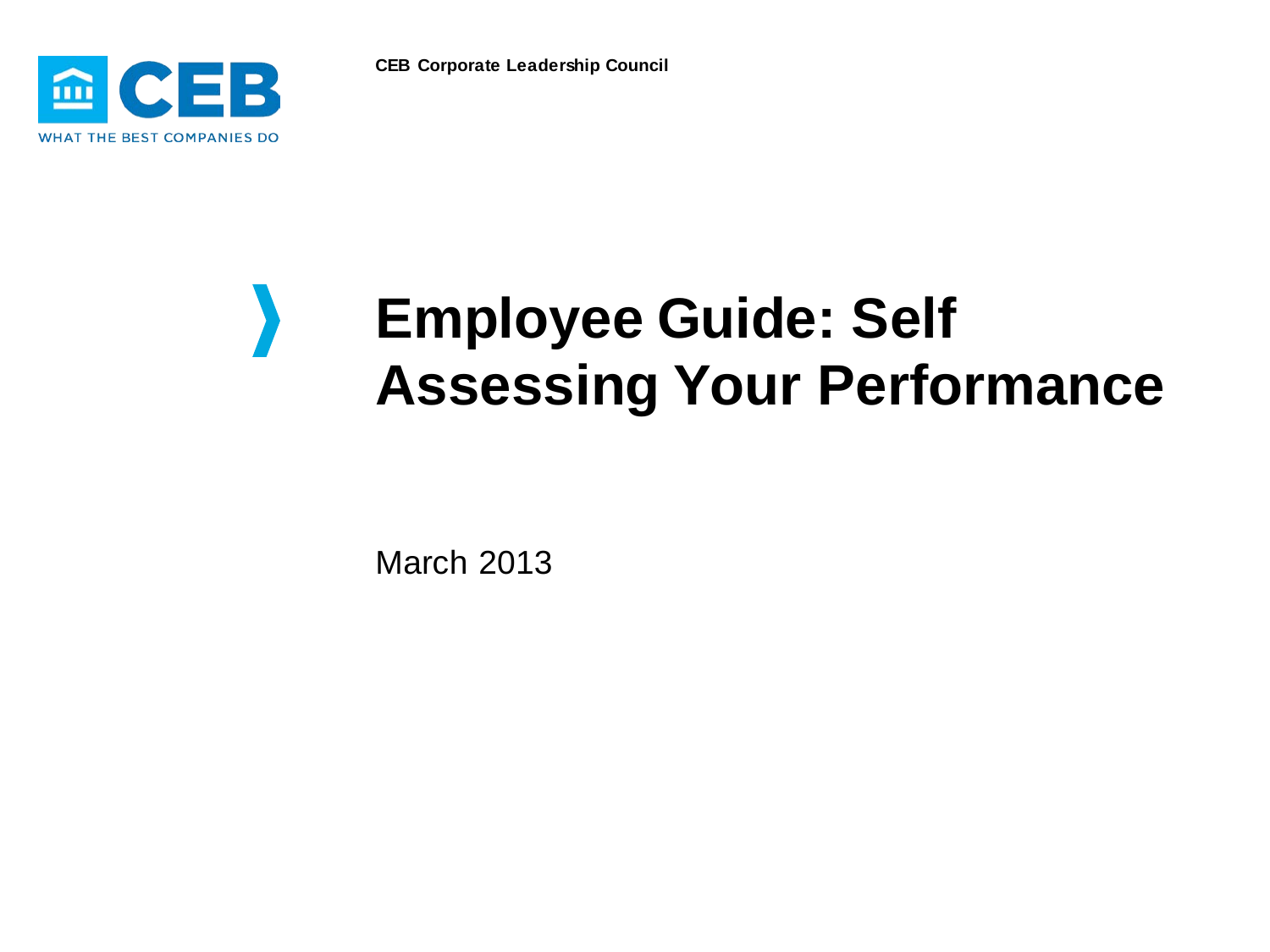CEB Corporate Leadership Council

# Employee Guide: Self Assessing Your Performance

March 2013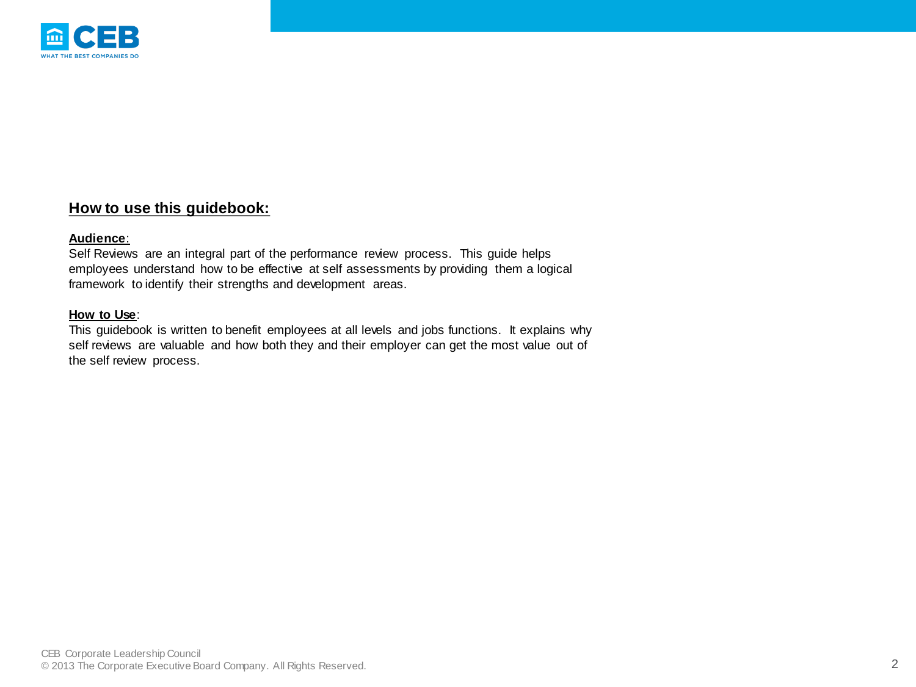## How to use this guidebook:

**Audience**:
Self Reviews are an integral part of the performance review process. This guide helps employees understand how to be effective at self assessments by providing them a logical framework to identify their strengths and development areas.

**How to Use**:
This guidebook is written to benefit employees at all levels and jobs functions. It explains why self reviews are valuable and how both they and their employer can get the most value out of the self review process.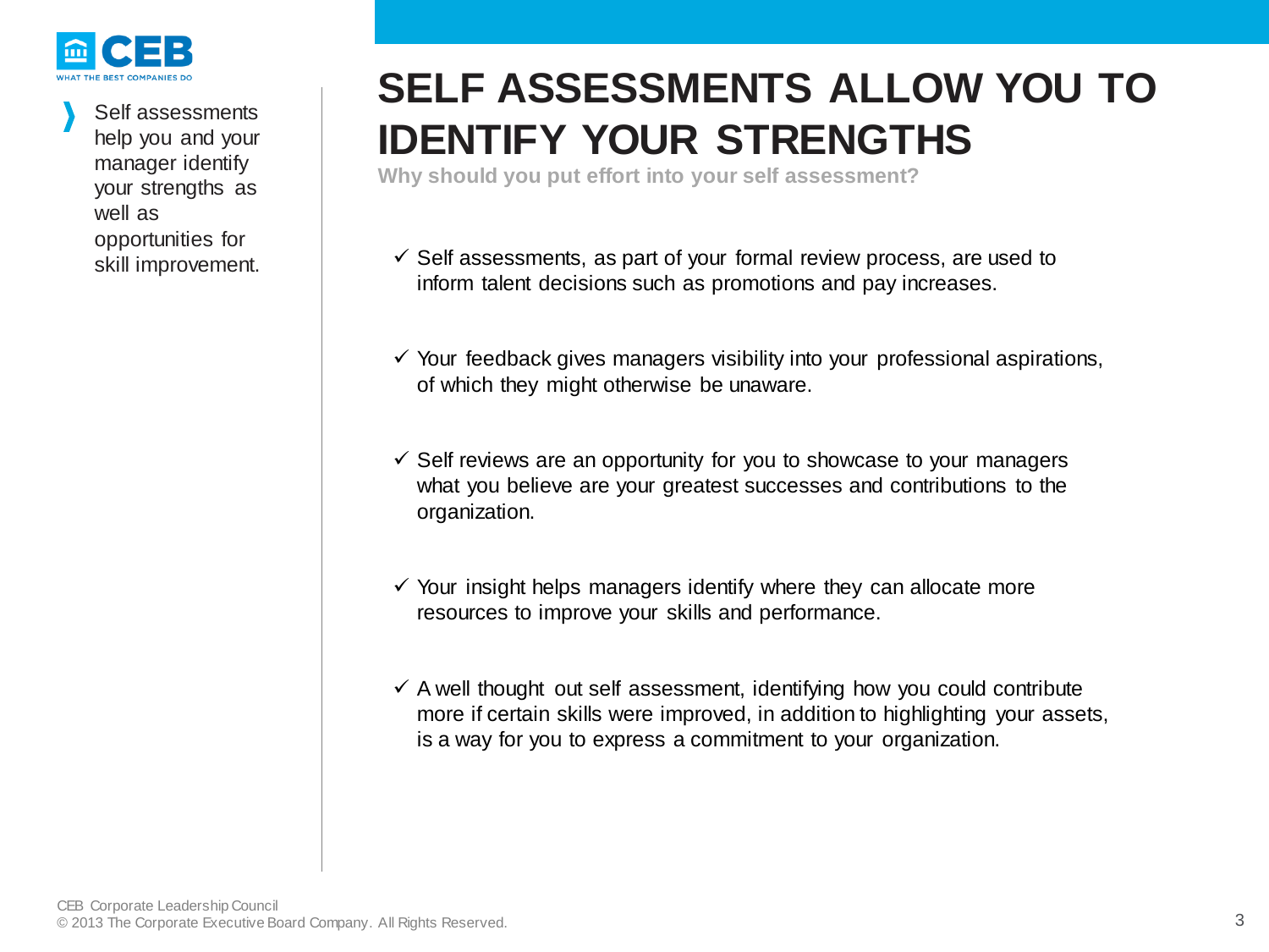❱ Self assessments help you and your manager identify your strengths as well as opportunities for skill improvement.

# SELF ASSESSMENTS ALLOW YOU TO IDENTIFY YOUR STRENGTHS

**Why should you put effort into your self assessment?**

- ✓ Self assessments, as part of your formal review process, are used to inform talent decisions such as promotions and pay increases.

- ✓ Your feedback gives managers visibility into your professional aspirations, of which they might otherwise be unaware.

- ✓ Self reviews are an opportunity for you to showcase to your managers what you believe are your greatest successes and contributions to the organization.

- ✓ Your insight helps managers identify where they can allocate more resources to improve your skills and performance.

- ✓ A well thought out self assessment, identifying how you could contribute more if certain skills were improved, in addition to highlighting your assets, is a way for you to express a commitment to your organization.

CEB Corporate Leadership Council
© 2013 The Corporate Executive Board Company. All Rights Reserved.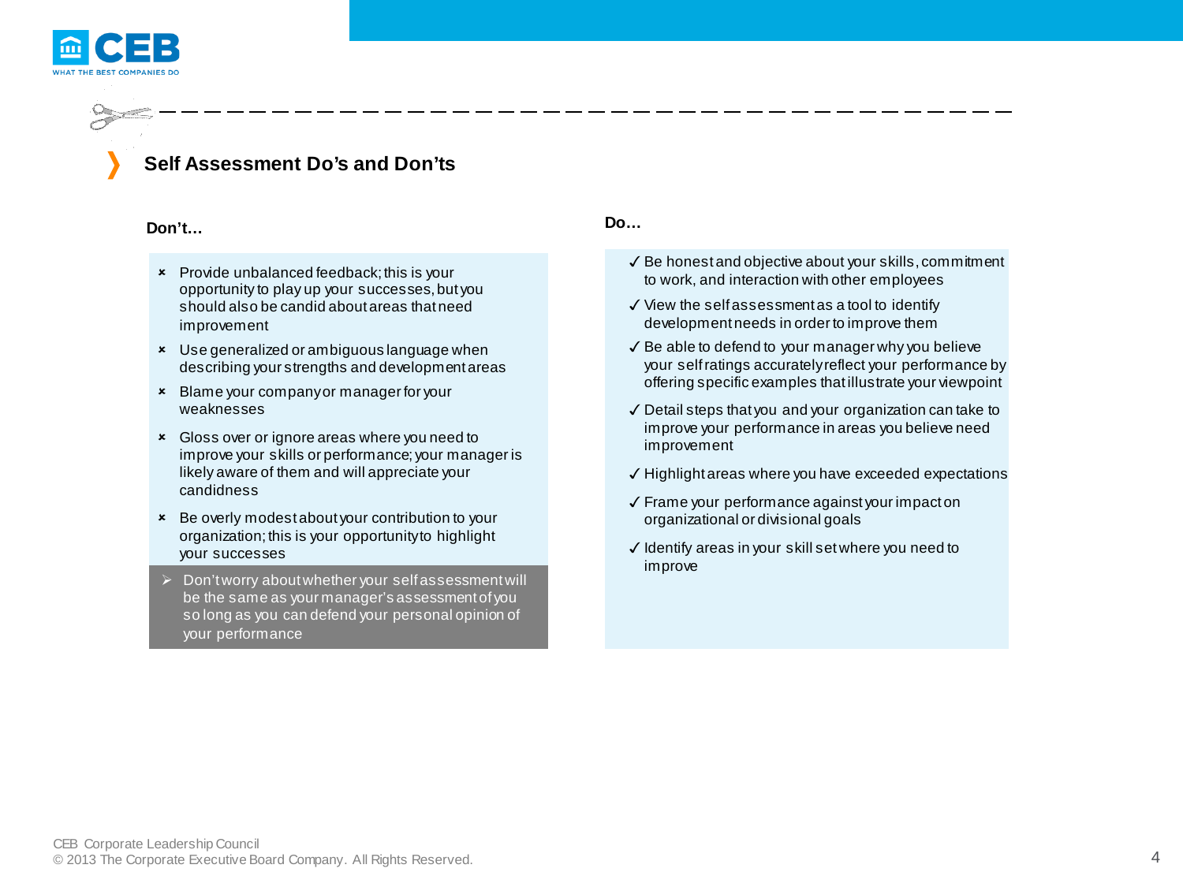## Self Assessment Do's and Don'ts

**Don't…**

- Provide unbalanced feedback; this is your opportunity to play up your successes, but you should also be candid about areas that need improvement
- Use generalized or ambiguous language when describing your strengths and development areas
- Blame your company or manager for your weaknesses
- Gloss over or ignore areas where you need to improve your skills or performance; your manager is likely aware of them and will appreciate your candidness
- Be overly modest about your contribution to your organization; this is your opportunity to highlight your successes

> Don't worry about whether your self assessment will be the same as your manager's assessment of you so long as you can defend your personal opinion of your performance

**Do…**

- ✓ Be honest and objective about your skills, commitment to work, and interaction with other employees
- ✓ View the self assessment as a tool to identify development needs in order to improve them
- ✓ Be able to defend to your manager why you believe your self ratings accurately reflect your performance by offering specific examples that illustrate your viewpoint
- ✓ Detail steps that you and your organization can take to improve your performance in areas you believe need improvement
- ✓ Highlight areas where you have exceeded expectations
- ✓ Frame your performance against your impact on organizational or divisional goals
- ✓ Identify areas in your skill set where you need to improve

CEB Corporate Leadership Council
© 2013 The Corporate Executive Board Company. All Rights Reserved.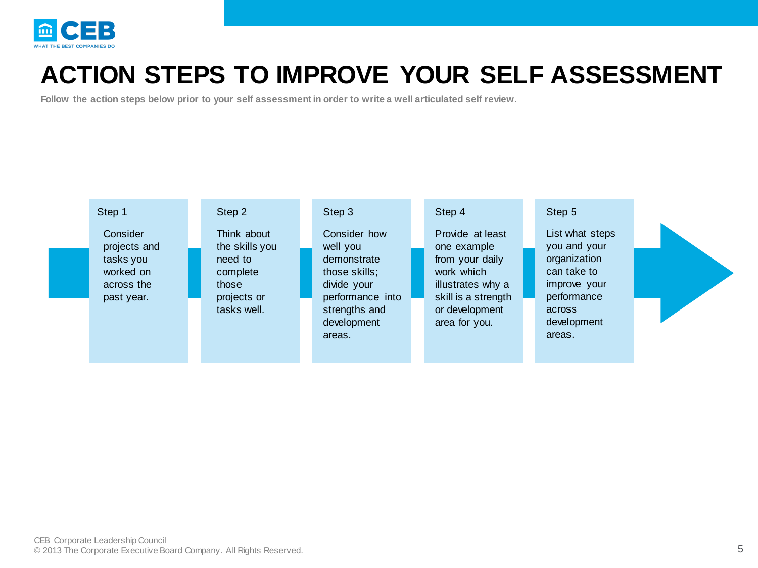# ACTION STEPS TO IMPROVE YOUR SELF ASSESSMENT

**Follow the action steps below prior to your self assessment in order to write a well articulated self review.**

**Step 1**

Consider projects and tasks you worked on across the past year.

**Step 2**

Think about the skills you need to complete those projects or tasks well.

**Step 3**

Consider how well you demonstrate those skills; divide your performance into strengths and development areas.

**Step 4**

Provide at least one example from your daily work which illustrates why a skill is a strength or development area for you.

**Step 5**

List what steps you and your organization can take to improve your performance across development areas.

CEB Corporate Leadership Council
© 2013 The Corporate Executive Board Company. All Rights Reserved.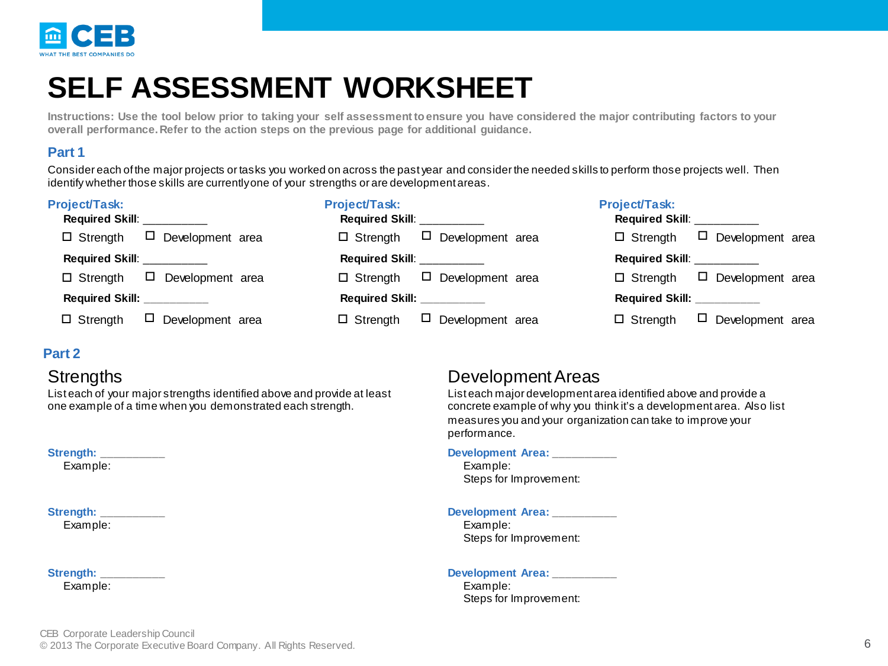# SELF ASSESSMENT WORKSHEET

**Instructions: Use the tool below prior to taking your self assessment to ensure you have considered the major contributing factors to your overall performance. Refer to the action steps on the previous page for additional guidance.**

## Part 1

Consider each of the major projects or tasks you worked on across the past year and consider the needed skills to perform those projects well. Then identify whether those skills are currently one of your strengths or are development areas.

**Project/Task:**

**Required Skill**: __________

☐ Strength ☐ Development area

**Required Skill**: __________

☐ Strength ☐ Development area

**Required Skill:** __________

☐ Strength ☐ Development area

**Project/Task:**

**Required Skill**: __________

☐ Strength ☐ Development area

**Required Skill**: __________

☐ Strength ☐ Development area

**Required Skill:** __________

☐ Strength ☐ Development area

**Project/Task:**

**Required Skill**: __________

☐ Strength ☐ Development area

**Required Skill**: __________

☐ Strength ☐ Development area

**Required Skill:** __________

☐ Strength ☐ Development area

## Part 2

### Strengths

List each of your major strengths identified above and provide at least one example of a time when you demonstrated each strength.

**Strength:** __________

Example:

**Strength:** __________

Example:

**Strength:** __________

Example:

### Development Areas

List each major development area identified above and provide a concrete example of why you think it's a development area. Also list measures you and your organization can take to improve your performance.

**Development Area:** __________

Example:

Steps for Improvement:

**Development Area:** __________

Example:

Steps for Improvement:

**Development Area:** __________

Example:

Steps for Improvement: